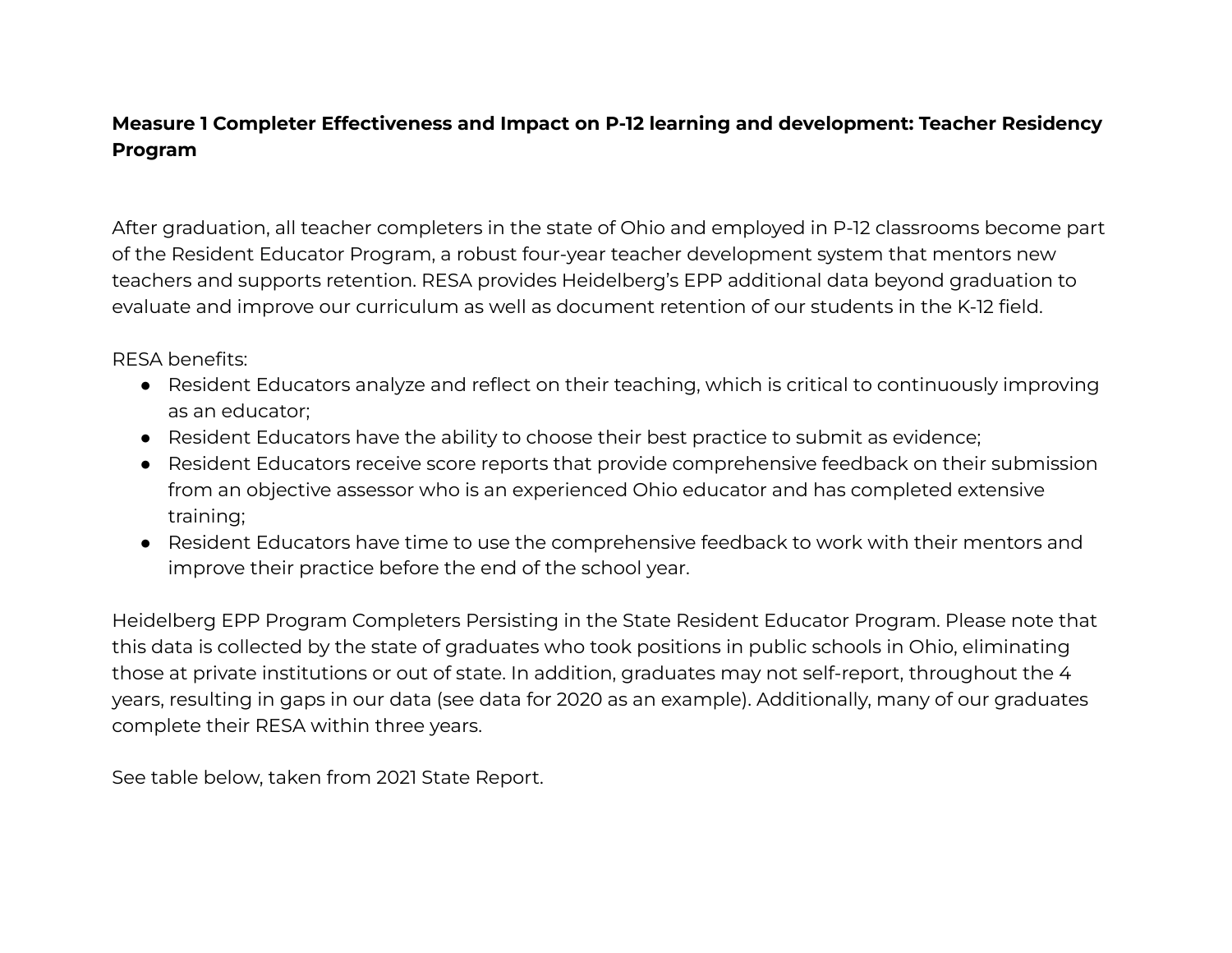**Measure 1 Completer Effectiveness and Impact on P-12 learning and development: Teacher Residency Program**

After graduation, all teacher completers in the state of Ohio and employed in P-12 classrooms become part of the Resident Educator Program, a robust four-year teacher development system that mentors new teachers and supports retention. RESA provides Heidelberg's EPP additional data beyond graduation to evaluate and improve our curriculum as well as document retention of our students in the K-12 field.

RESA benefits:

- Resident Educators analyze and reflect on their teaching, which is critical to continuously improving as an educator;
- Resident Educators have the ability to choose their best practice to submit as evidence;
- Resident Educators receive score reports that provide comprehensive feedback on their submission from an objective assessor who is an experienced Ohio educator and has completed extensive training;
- Resident Educators have time to use the comprehensive feedback to work with their mentors and improve their practice before the end of the school year.

Heidelberg EPP Program Completers Persisting in the State Resident Educator Program. Please note that this data is collected by the state of graduates who took positions in public schools in Ohio, eliminating those at private institutions or out of state. In addition, graduates may not self-report, throughout the 4 years, resulting in gaps in our data (see data for 2020 as an example). Additionally, many of our graduates complete their RESA within three years.

See table below, taken from 2021 State Report.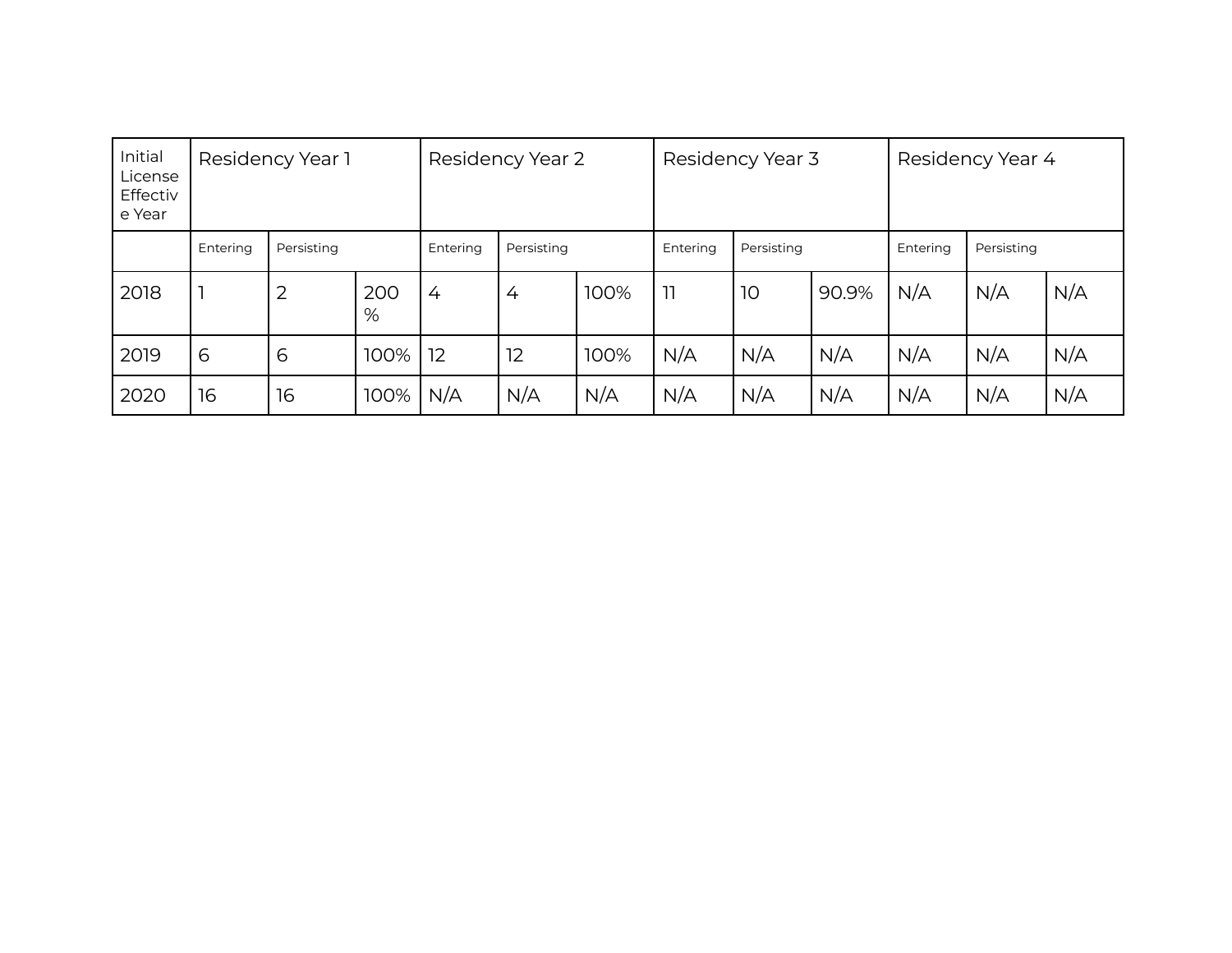| Initial License Effective Year | Residency Year 1 | | | Residency Year 2 | | | Residency Year 3 | | | Residency Year 4 | | |
|---|---|---|---|---|---|---|---|---|---|---|---|---|
| | Entering | Persisting | | Entering | Persisting | | Entering | Persisting | | Entering | Persisting | |
| 2018 | 1 | 2 | 200% | 4 | 4 | 100% | 11 | 10 | 90.9% | N/A | N/A | N/A |
| 2019 | 6 | 6 | 100% | 12 | 12 | 100% | N/A | N/A | N/A | N/A | N/A | N/A |
| 2020 | 16 | 16 | 100% | N/A | N/A | N/A | N/A | N/A | N/A | N/A | N/A | N/A |